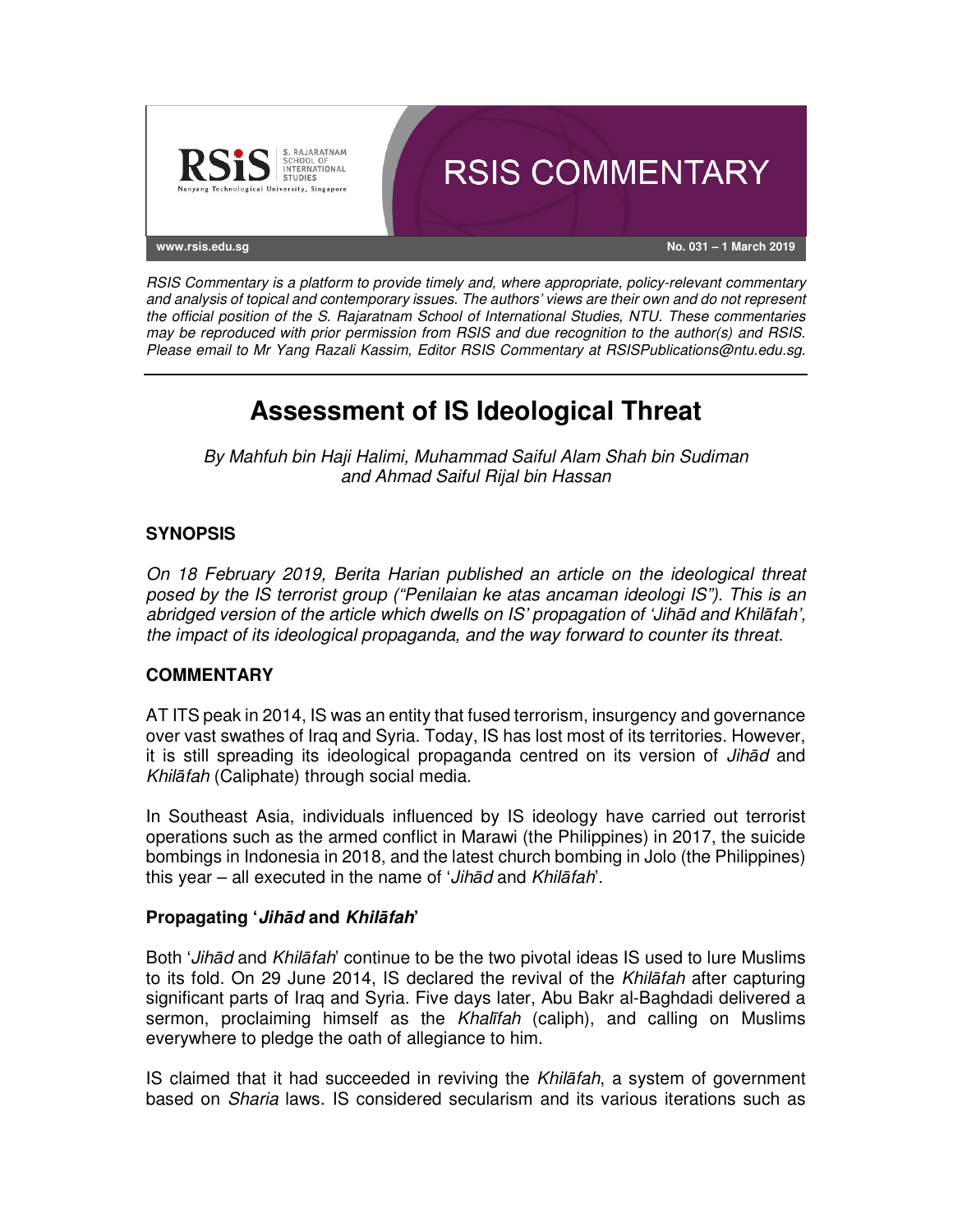RSIS COMMENTARY

www.rsis.edu.sg

No. 031 – 1 March 2019

*RSIS Commentary is a platform to provide timely and, where appropriate, policy-relevant commentary and analysis of topical and contemporary issues. The authors' views are their own and do not represent the official position of the S. Rajaratnam School of International Studies, NTU. These commentaries may be reproduced with prior permission from RSIS and due recognition to the author(s) and RSIS. Please email to Mr Yang Razali Kassim, Editor RSIS Commentary at RSISPublications@ntu.edu.sg.*

# Assessment of IS Ideological Threat

*By Mahfuh bin Haji Halimi, Muhammad Saiful Alam Shah bin Sudiman and Ahmad Saiful Rijal bin Hassan*

## SYNOPSIS

*On 18 February 2019, Berita Harian published an article on the ideological threat posed by the IS terrorist group ("Penilaian ke atas ancaman ideologi IS"). This is an abridged version of the article which dwells on IS' propagation of 'Jihād and Khilāfah', the impact of its ideological propaganda, and the way forward to counter its threat.*

## COMMENTARY

AT ITS peak in 2014, IS was an entity that fused terrorism, insurgency and governance over vast swathes of Iraq and Syria. Today, IS has lost most of its territories. However, it is still spreading its ideological propaganda centred on its version of *Jihād* and *Khilāfah* (Caliphate) through social media.

In Southeast Asia, individuals influenced by IS ideology have carried out terrorist operations such as the armed conflict in Marawi (the Philippines) in 2017, the suicide bombings in Indonesia in 2018, and the latest church bombing in Jolo (the Philippines) this year – all executed in the name of '*Jihād* and *Khilāfah*'.

### Propagating '*Jihād* and *Khilāfah*'

Both '*Jihād* and *Khilāfah*' continue to be the two pivotal ideas IS used to lure Muslims to its fold. On 29 June 2014, IS declared the revival of the *Khilāfah* after capturing significant parts of Iraq and Syria. Five days later, Abu Bakr al-Baghdadi delivered a sermon, proclaiming himself as the *Khalīfah* (caliph), and calling on Muslims everywhere to pledge the oath of allegiance to him.

IS claimed that it had succeeded in reviving the *Khilāfah*, a system of government based on *Sharia* laws. IS considered secularism and its various iterations such as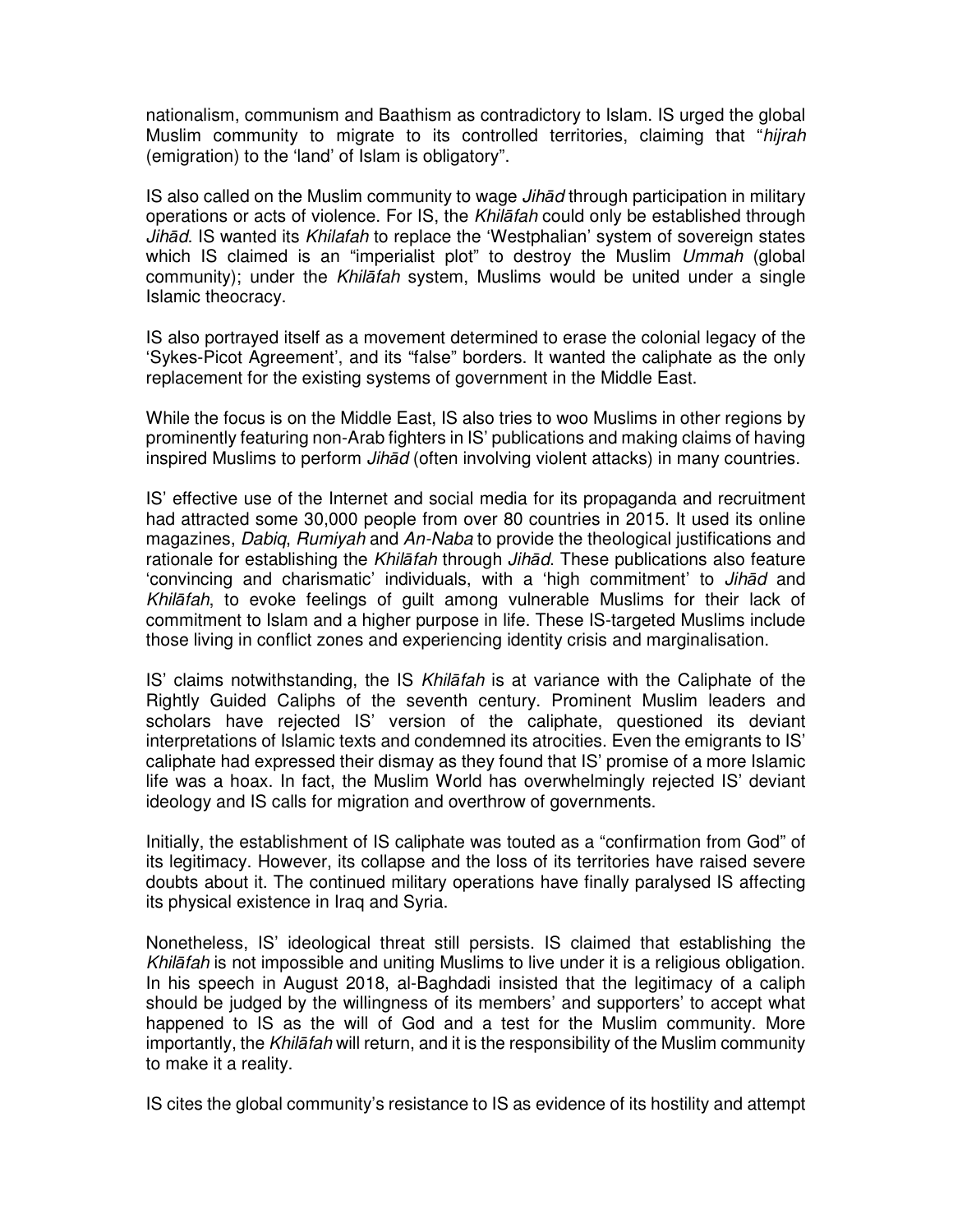nationalism, communism and Baathism as contradictory to Islam. IS urged the global Muslim community to migrate to its controlled territories, claiming that "*hijrah* (emigration) to the 'land' of Islam is obligatory".

IS also called on the Muslim community to wage *Jihād* through participation in military operations or acts of violence. For IS, the *Khilāfah* could only be established through *Jihād*. IS wanted its *Khilafah* to replace the 'Westphalian' system of sovereign states which IS claimed is an "imperialist plot" to destroy the Muslim *Ummah* (global community); under the *Khilāfah* system, Muslims would be united under a single Islamic theocracy.

IS also portrayed itself as a movement determined to erase the colonial legacy of the 'Sykes-Picot Agreement', and its "false" borders. It wanted the caliphate as the only replacement for the existing systems of government in the Middle East.

While the focus is on the Middle East, IS also tries to woo Muslims in other regions by prominently featuring non-Arab fighters in IS' publications and making claims of having inspired Muslims to perform *Jihād* (often involving violent attacks) in many countries.

IS' effective use of the Internet and social media for its propaganda and recruitment had attracted some 30,000 people from over 80 countries in 2015. It used its online magazines, *Dabiq*, *Rumiyah* and *An-Naba* to provide the theological justifications and rationale for establishing the *Khilāfah* through *Jihād*. These publications also feature 'convincing and charismatic' individuals, with a 'high commitment' to *Jihād* and *Khilāfah*, to evoke feelings of guilt among vulnerable Muslims for their lack of commitment to Islam and a higher purpose in life. These IS-targeted Muslims include those living in conflict zones and experiencing identity crisis and marginalisation.

IS' claims notwithstanding, the IS *Khilāfah* is at variance with the Caliphate of the Rightly Guided Caliphs of the seventh century. Prominent Muslim leaders and scholars have rejected IS' version of the caliphate, questioned its deviant interpretations of Islamic texts and condemned its atrocities. Even the emigrants to IS' caliphate had expressed their dismay as they found that IS' promise of a more Islamic life was a hoax. In fact, the Muslim World has overwhelmingly rejected IS' deviant ideology and IS calls for migration and overthrow of governments.

Initially, the establishment of IS caliphate was touted as a "confirmation from God" of its legitimacy. However, its collapse and the loss of its territories have raised severe doubts about it. The continued military operations have finally paralysed IS affecting its physical existence in Iraq and Syria.

Nonetheless, IS' ideological threat still persists. IS claimed that establishing the *Khilāfah* is not impossible and uniting Muslims to live under it is a religious obligation. In his speech in August 2018, al-Baghdadi insisted that the legitimacy of a caliph should be judged by the willingness of its members' and supporters' to accept what happened to IS as the will of God and a test for the Muslim community. More importantly, the *Khilāfah* will return, and it is the responsibility of the Muslim community to make it a reality.

IS cites the global community's resistance to IS as evidence of its hostility and attempt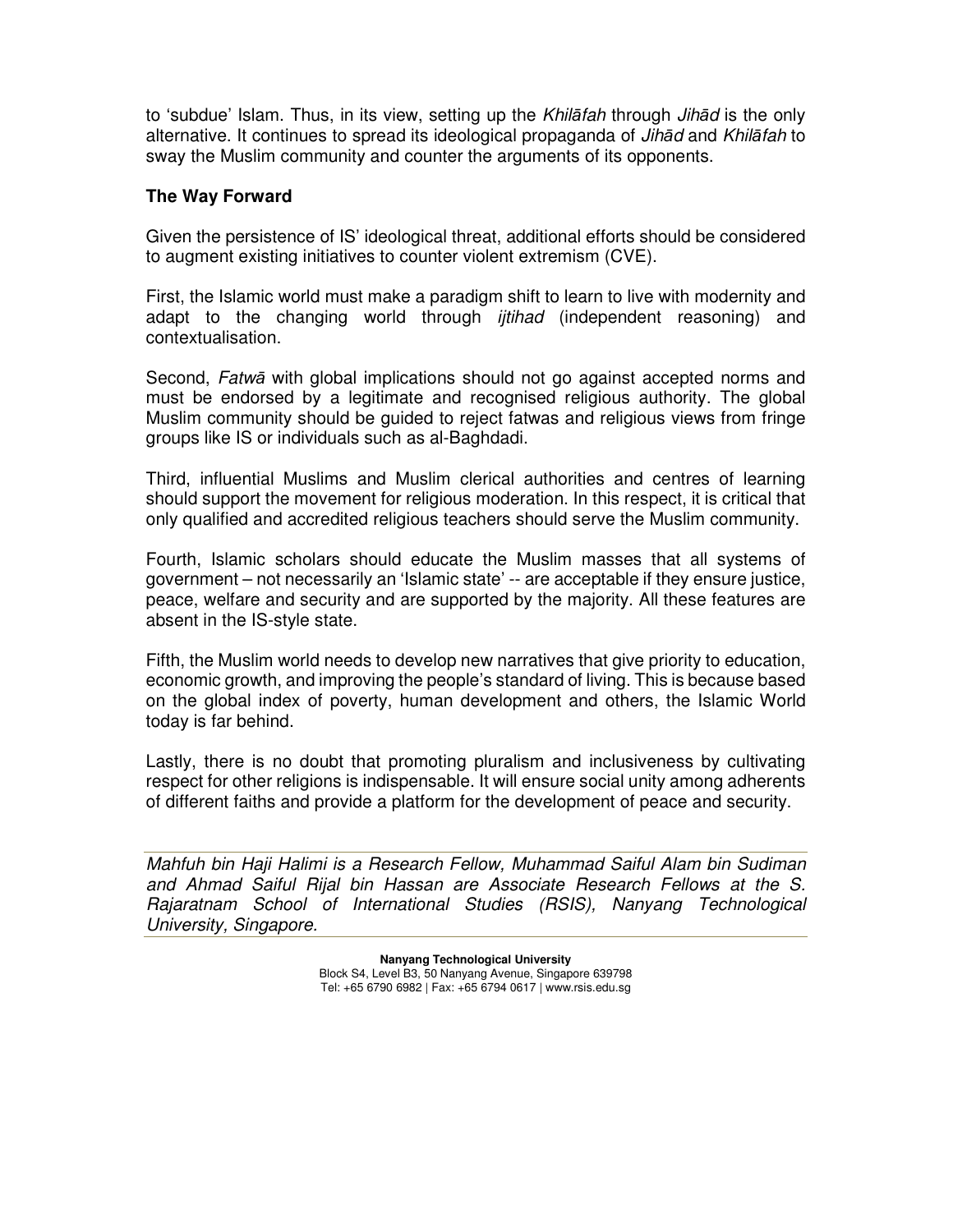to 'subdue' Islam. Thus, in its view, setting up the *Khilāfah* through *Jihād* is the only alternative. It continues to spread its ideological propaganda of *Jihād* and *Khilāfah* to sway the Muslim community and counter the arguments of its opponents.

### The Way Forward

Given the persistence of IS' ideological threat, additional efforts should be considered to augment existing initiatives to counter violent extremism (CVE).

First, the Islamic world must make a paradigm shift to learn to live with modernity and adapt to the changing world through *ijtihad* (independent reasoning) and contextualisation.

Second, *Fatwā* with global implications should not go against accepted norms and must be endorsed by a legitimate and recognised religious authority. The global Muslim community should be guided to reject fatwas and religious views from fringe groups like IS or individuals such as al-Baghdadi.

Third, influential Muslims and Muslim clerical authorities and centres of learning should support the movement for religious moderation. In this respect, it is critical that only qualified and accredited religious teachers should serve the Muslim community.

Fourth, Islamic scholars should educate the Muslim masses that all systems of government – not necessarily an 'Islamic state' -- are acceptable if they ensure justice, peace, welfare and security and are supported by the majority. All these features are absent in the IS-style state.

Fifth, the Muslim world needs to develop new narratives that give priority to education, economic growth, and improving the people's standard of living. This is because based on the global index of poverty, human development and others, the Islamic World today is far behind.

Lastly, there is no doubt that promoting pluralism and inclusiveness by cultivating respect for other religions is indispensable. It will ensure social unity among adherents of different faiths and provide a platform for the development of peace and security.

---

*Mahfuh bin Haji Halimi is a Research Fellow, Muhammad Saiful Alam bin Sudiman and Ahmad Saiful Rijal bin Hassan are Associate Research Fellows at the S. Rajaratnam School of International Studies (RSIS), Nanyang Technological University, Singapore.*

---

**Nanyang Technological University**
Block S4, Level B3, 50 Nanyang Avenue, Singapore 639798
Tel: +65 6790 6982 | Fax: +65 6794 0617 | www.rsis.edu.sg